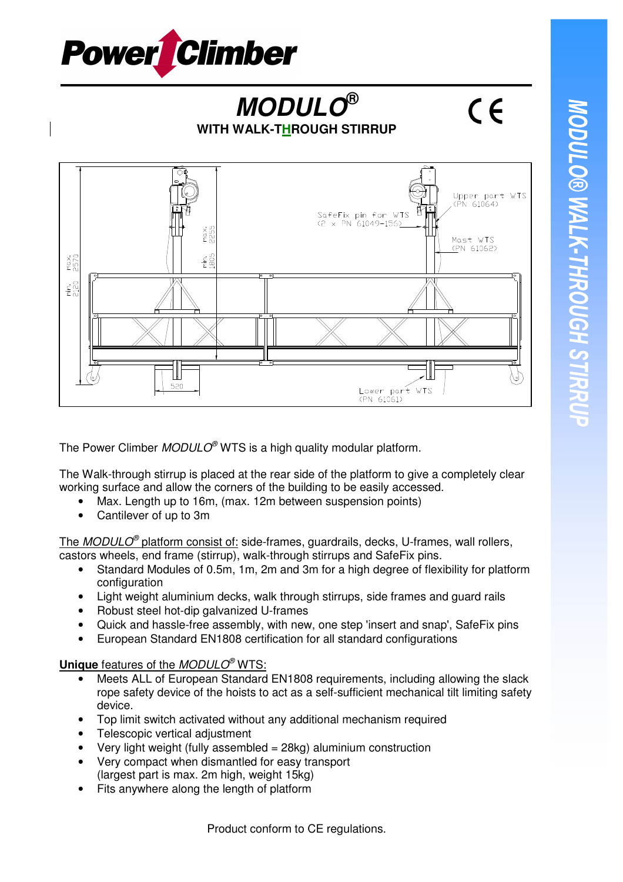# MODULO®

**WITH WALK-THROUGH STIRRUP**

The Power Climber *MODULO®* WTS is a high quality modular platform.

The Walk-through stirrup is placed at the rear side of the platform to give a completely clear working surface and allow the corners of the building to be easily accessed.

- Max. Length up to 16m, (max. 12m between suspension points)
- Cantilever of up to 3m

The *MODULO®* platform consist of: side-frames, guardrails, decks, U-frames, wall rollers, castors wheels, end frame (stirrup), walk-through stirrups and SafeFix pins.

- Standard Modules of 0.5m, 1m, 2m and 3m for a high degree of flexibility for platform configuration
- Light weight aluminium decks, walk through stirrups, side frames and guard rails
- Robust steel hot-dip galvanized U-frames
- Quick and hassle-free assembly, with new, one step 'insert and snap', SafeFix pins
- European Standard EN1808 certification for all standard configurations

**Unique** features of the *MODULO®* WTS:

- Meets ALL of European Standard EN1808 requirements, including allowing the slack rope safety device of the hoists to act as a self-sufficient mechanical tilt limiting safety device.
- Top limit switch activated without any additional mechanism required
- Telescopic vertical adjustment
- Very light weight (fully assembled = 28kg) aluminium construction
- Very compact when dismantled for easy transport (largest part is max. 2m high, weight 15kg)
- Fits anywhere along the length of platform

Product conform to CE regulations.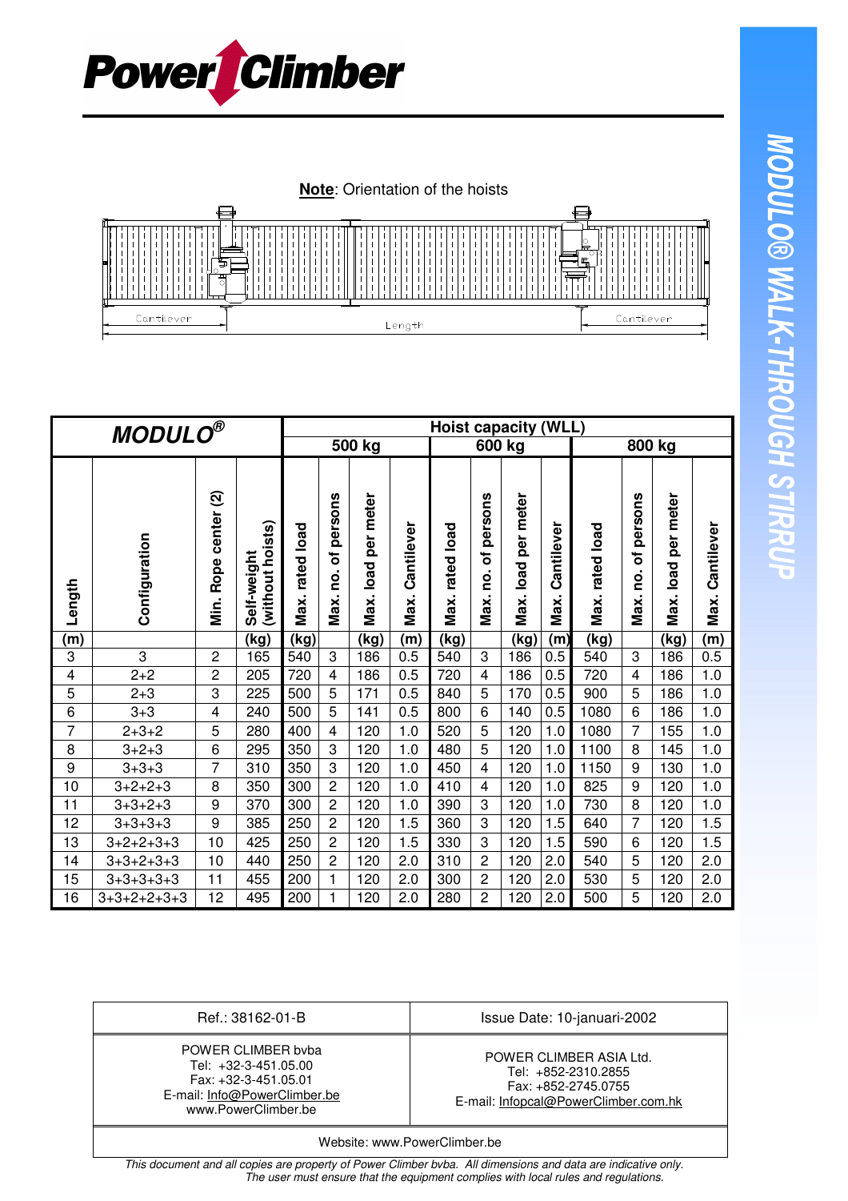**Note**: Orientation of the hoists

Cantilever Length Cantilever

| MODULO® | | | | Hoist capacity (WLL) | | | | | | | | | | | |
|---|---|---|---|---|---|---|---|---|---|---|---|---|---|---|---|
| | | | | 500 kg | | | | 600 kg | | | | 800 kg | | | |
| Length | Configuration | Min. Rope center (2) | Self-weight (without hoists) | Max. rated load | Max. no. of persons | Max. load per meter | Max. Cantilever | Max. rated load | Max. no. of persons | Max. load per meter | Max. Cantilever | Max. rated load | Max. no. of persons | Max. load per meter | Max. Cantilever |
| (m) | | | (kg) | (kg) | | (kg) | (m) | (kg) | | (kg) | (m) | (kg) | | (kg) | (m) |
| 3 | 3 | 2 | 165 | 540 | 3 | 186 | 0.5 | 540 | 3 | 186 | 0.5 | 540 | 3 | 186 | 0.5 |
| 4 | 2+2 | 2 | 205 | 720 | 4 | 186 | 0.5 | 720 | 4 | 186 | 0.5 | 720 | 4 | 186 | 1.0 |
| 5 | 2+3 | 3 | 225 | 500 | 5 | 171 | 0.5 | 840 | 5 | 170 | 0.5 | 900 | 5 | 186 | 1.0 |
| 6 | 3+3 | 4 | 240 | 500 | 5 | 141 | 0.5 | 800 | 6 | 140 | 0.5 | 1080 | 6 | 186 | 1.0 |
| 7 | 2+3+2 | 5 | 280 | 400 | 4 | 120 | 1.0 | 520 | 5 | 120 | 1.0 | 1080 | 7 | 155 | 1.0 |
| 8 | 3+2+3 | 6 | 295 | 350 | 3 | 120 | 1.0 | 480 | 5 | 120 | 1.0 | 1100 | 8 | 145 | 1.0 |
| 9 | 3+3+3 | 7 | 310 | 350 | 3 | 120 | 1.0 | 450 | 4 | 120 | 1.0 | 1150 | 9 | 130 | 1.0 |
| 10 | 3+2+2+3 | 8 | 350 | 300 | 2 | 120 | 1.0 | 410 | 4 | 120 | 1.0 | 825 | 9 | 120 | 1.0 |
| 11 | 3+3+2+3 | 9 | 370 | 300 | 2 | 120 | 1.0 | 390 | 3 | 120 | 1.0 | 730 | 8 | 120 | 1.0 |
| 12 | 3+3+3+3 | 9 | 385 | 250 | 2 | 120 | 1.5 | 360 | 3 | 120 | 1.5 | 640 | 7 | 120 | 1.5 |
| 13 | 3+2+2+3+3 | 10 | 425 | 250 | 2 | 120 | 1.5 | 330 | 3 | 120 | 1.5 | 590 | 6 | 120 | 1.5 |
| 14 | 3+3+2+3+3 | 10 | 440 | 250 | 2 | 120 | 2.0 | 310 | 2 | 120 | 2.0 | 540 | 5 | 120 | 2.0 |
| 15 | 3+3+3+3+3 | 11 | 455 | 200 | 1 | 120 | 2.0 | 300 | 2 | 120 | 2.0 | 530 | 5 | 120 | 2.0 |
| 16 | 3+3+2+2+3+3 | 12 | 495 | 200 | 1 | 120 | 2.0 | 280 | 2 | 120 | 2.0 | 500 | 5 | 120 | 2.0 |

| Ref.: 38162-01-B | Issue Date: 10-januari-2002 |
|---|---|
| POWER CLIMBER bvba<br>Tel: +32-3-451.05.00<br>Fax: +32-3-451.05.01<br>E-mail: Info@PowerClimber.be<br>www.PowerClimber.be | POWER CLIMBER ASIA Ltd.<br>Tel: +852-2310.2855<br>Fax: +852-2745.0755<br>E-mail: Infopcal@PowerClimber.com.hk |
| Website: www.PowerClimber.be | |

*This document and all copies are property of Power Climber bvba. All dimensions and data are indicative only. The user must ensure that the equipment complies with local rules and regulations.*